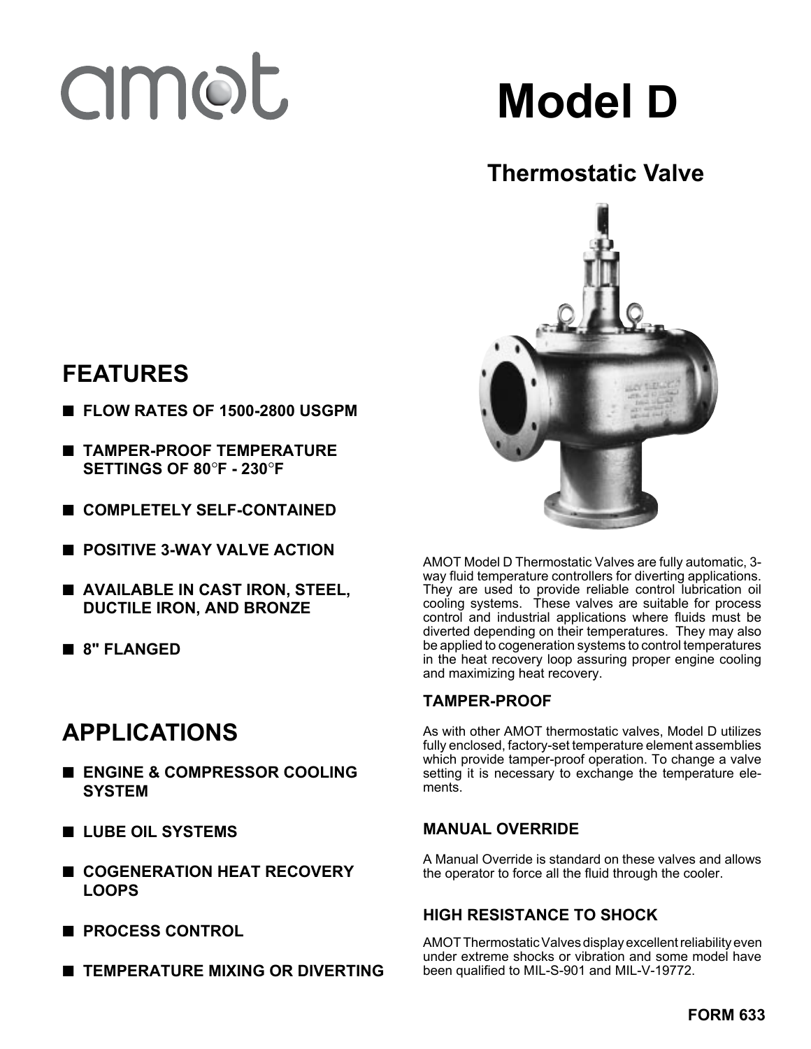# amot

# Model D

## Thermostatic Valve

## FEATURES

- FLOW RATES OF 1500-2800 USGPM
- TAMPER-PROOF TEMPERATURE SETTINGS OF 80°F - 230°F
- COMPLETELY SELF-CONTAINED
- POSITIVE 3-WAY VALVE ACTION
- AVAILABLE IN CAST IRON, STEEL, DUCTILE IRON, AND BRONZE
- 8" FLANGED

## APPLICATIONS

- ENGINE & COMPRESSOR COOLING SYSTEM
- LUBE OIL SYSTEMS
- COGENERATION HEAT RECOVERY LOOPS
- PROCESS CONTROL
- TEMPERATURE MIXING OR DIVERTING

AMOT Model D Thermostatic Valves are fully automatic, 3-way fluid temperature controllers for diverting applications. They are used to provide reliable control lubrication oil cooling systems. These valves are suitable for process control and industrial applications where fluids must be diverted depending on their temperatures. They may also be applied to cogeneration systems to control temperatures in the heat recovery loop assuring proper engine cooling and maximizing heat recovery.

### TAMPER-PROOF

As with other AMOT thermostatic valves, Model D utilizes fully enclosed, factory-set temperature element assemblies which provide tamper-proof operation. To change a valve setting it is necessary to exchange the temperature elements.

### MANUAL OVERRIDE

A Manual Override is standard on these valves and allows the operator to force all the fluid through the cooler.

### HIGH RESISTANCE TO SHOCK

AMOT Thermostatic Valves display excellent reliability even under extreme shocks or vibration and some model have been qualified to MIL-S-901 and MIL-V-19772.

FORM 633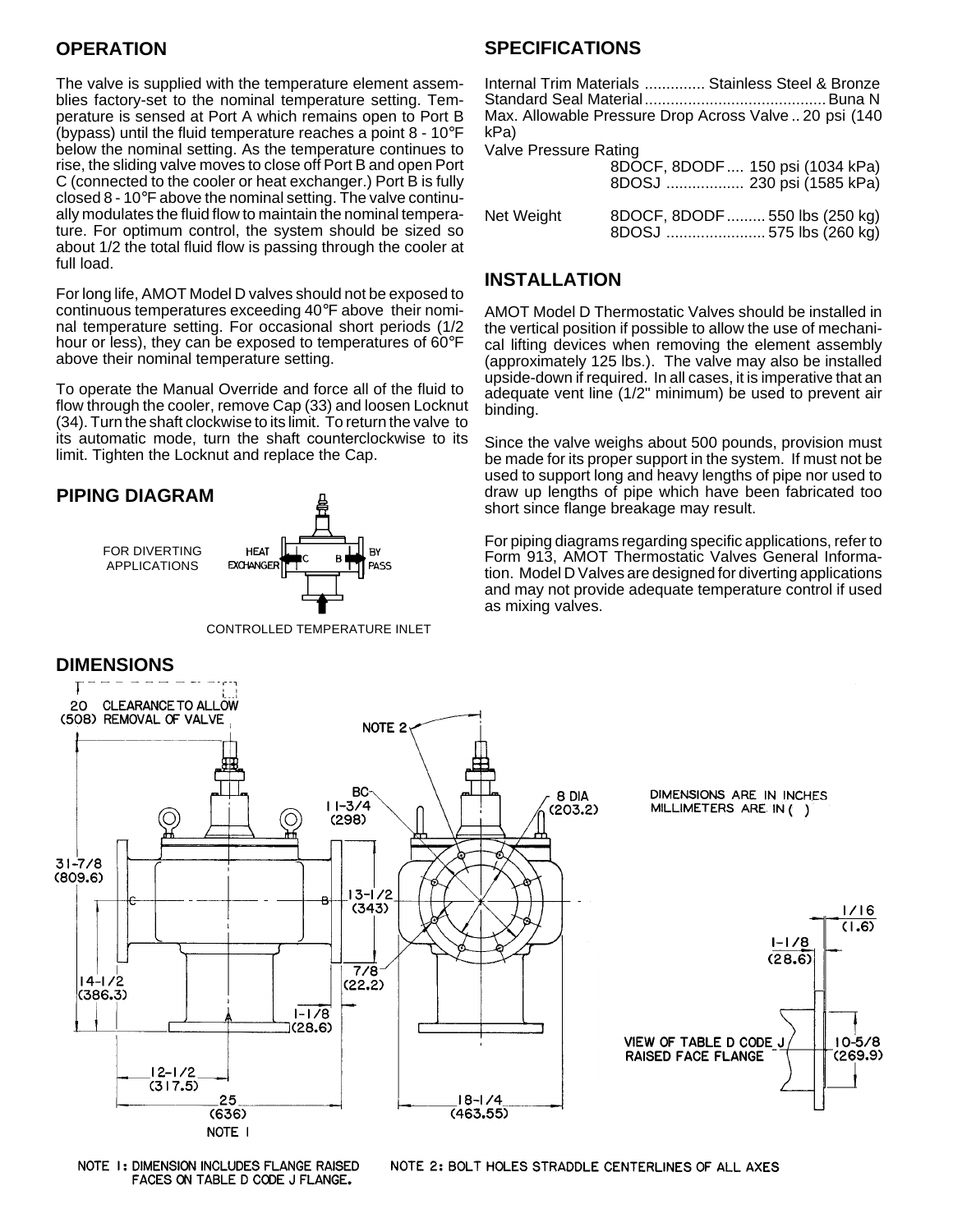## OPERATION

The valve is supplied with the temperature element assemblies factory-set to the nominal temperature setting. Temperature is sensed at Port A which remains open to Port B (bypass) until the fluid temperature reaches a point 8 - 10°F below the nominal setting. As the temperature continues to rise, the sliding valve moves to close off Port B and open Port C (connected to the cooler or heat exchanger.) Port B is fully closed 8 - 10°F above the nominal setting. The valve continually modulates the fluid flow to maintain the nominal temperature. For optimum control, the system should be sized so about 1/2 the total fluid flow is passing through the cooler at full load.

For long life, AMOT Model D valves should not be exposed to continuous temperatures exceeding 40°F above their nominal temperature setting. For occasional short periods (1/2 hour or less), they can be exposed to temperatures of 60°F above their nominal temperature setting.

To operate the Manual Override and force all of the fluid to flow through the cooler, remove Cap (33) and loosen Locknut (34). Turn the shaft clockwise to its limit. To return the valve to its automatic mode, turn the shaft counterclockwise to its limit. Tighten the Locknut and replace the Cap.

## PIPING DIAGRAM

FOR DIVERTING APPLICATIONS

HEAT EXCHANGER — C — B — BY PASS

CONTROLLED TEMPERATURE INLET

## SPECIFICATIONS

Internal Trim Materials .............. Stainless Steel & Bronze
Standard Seal Material .......................................... Buna N
Max. Allowable Pressure Drop Across Valve .. 20 psi (140 kPa)

Valve Pressure Rating
8DOCF, 8DODF .... 150 psi (1034 kPa)
8DOSJ .................. 230 psi (1585 kPa)

Net Weight
8DOCF, 8DODF ......... 550 lbs (250 kg)
8DOSJ ....................... 575 lbs (260 kg)

## INSTALLATION

AMOT Model D Thermostatic Valves should be installed in the vertical position if possible to allow the use of mechanical lifting devices when removing the element assembly (approximately 125 lbs.). The valve may also be installed upside-down if required. In all cases, it is imperative that an adequate vent line (1/2" minimum) be used to prevent air binding.

Since the valve weighs about 500 pounds, provision must be made for its proper support in the system. If must not be used to support long and heavy lengths of pipe nor used to draw up lengths of pipe which have been fabricated too short since flange breakage may result.

For piping diagrams regarding specific applications, refer to Form 913, AMOT Thermostatic Valves General Information. Model D Valves are designed for diverting applications and may not provide adequate temperature control if used as mixing valves.

## DIMENSIONS

20 (508) CLEARANCE TO ALLOW REMOVAL OF VALVE

NOTE 2

BC 11-3/4 (298)

8 DIA (203.2)

DIMENSIONS ARE IN INCHES MILLIMETERS ARE IN ( )

31-7/8 (809.6)

13-1/2 (343)

7/8 (22.2)

14-1/2 (386.3)

1-1/8 (28.6)

12-1/2 (317.5)

25 (636) NOTE 1

18-1/4 (463.55)

1/16 (1.6)

1-1/8 (28.6)

VIEW OF TABLE D CODE J RAISED FACE FLANGE

10-5/8 (269.9)

NOTE 1: DIMENSION INCLUDES FLANGE RAISED FACES ON TABLE D CODE J FLANGE.

NOTE 2: BOLT HOLES STRADDLE CENTERLINES OF ALL AXES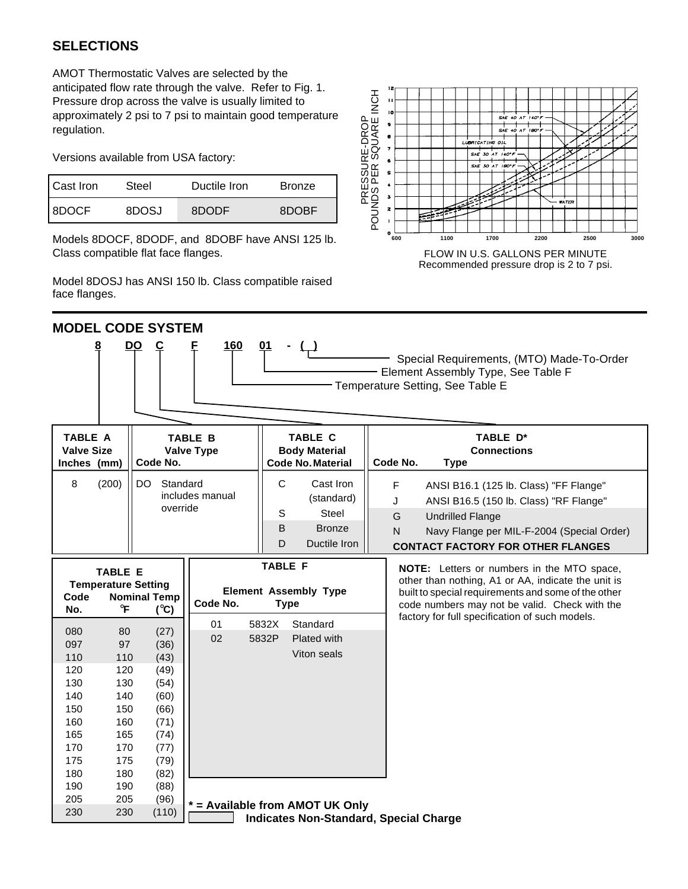## SELECTIONS

AMOT Thermostatic Valves are selected by the anticipated flow rate through the valve. Refer to Fig. 1. Pressure drop across the valve is usually limited to approximately 2 psi to 7 psi to maintain good temperature regulation.

Versions available from USA factory:

| Cast Iron | Steel | Ductile Iron | Bronze |
|---|---|---|---|
| 8DOCF | 8DOSJ | 8DODF | 8DOBF |

Models 8DOCF, 8DODF, and 8DOBF have ANSI 125 lb. Class compatible flat face flanges.

Model 8DOSJ has ANSI 150 lb. Class compatible raised face flanges.

FLOW IN U.S. GALLONS PER MINUTE
Recommended pressure drop is 2 to 7 psi.

## MODEL CODE SYSTEM

**8 DO C F 160 01 - ( )**

- Special Requirements, (MTO) Made-To-Order
- Element Assembly Type, See Table F
- Temperature Setting, See Table E

| TABLE A Valve Size Inches (mm) | TABLE B Valve Type Code No. | TABLE C Body Material Code No. Material | TABLE D* Connections Code No. Type |
|---|---|---|---|
| 8 (200) | DO Standard includes manual override | C Cast Iron (standard) | F ANSI B16.1 (125 lb. Class) "FF Flange" |
| | | S Steel | J ANSI B16.5 (150 lb. Class) "RF Flange" |
| | | B Bronze | G Undrilled Flange |
| | | D Ductile Iron | N Navy Flange per MIL-F-2004 (Special Order) |
| | | | **CONTACT FACTORY FOR OTHER FLANGES** |

**TABLE E**
**Temperature Setting**

| Code No. | Nominal Temp °F | (°C) |
|---|---|---|
| 080 | 80 | (27) |
| 097 | 97 | (36) |
| 110 | 110 | (43) |
| 120 | 120 | (49) |
| 130 | 130 | (54) |
| 140 | 140 | (60) |
| 150 | 150 | (66) |
| 160 | 160 | (71) |
| 165 | 165 | (74) |
| 170 | 170 | (77) |
| 175 | 175 | (79) |
| 180 | 180 | (82) |
| 190 | 190 | (88) |
| 205 | 205 | (96) |
| 230 | 230 | (110) |

**TABLE F**
**Element Assembly Type**

| Code No. | Type | |
|---|---|---|
| 01 | 5832X | Standard |
| 02 | 5832P | Plated with Viton seals |

**NOTE:** Letters or numbers in the MTO space, other than nothing, A1 or AA, indicate the unit is built to special requirements and some of the other code numbers may not be valid. Check with the factory for full specification of such models.

**\* = Available from AMOT UK Only**

**Indicates Non-Standard, Special Charge**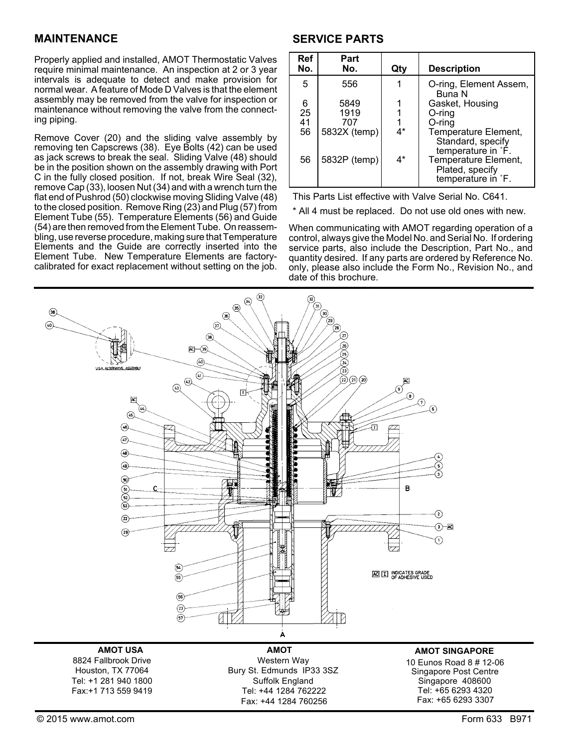## MAINTENANCE

Properly applied and installed, AMOT Thermostatic Valves require minimal maintenance. An inspection at 2 or 3 year intervals is adequate to detect and make provision for normal wear. A feature of Mode D Valves is that the element assembly may be removed from the valve for inspection or maintenance without removing the valve from the connecting piping.

Remove Cover (20) and the sliding valve assembly by removing ten Capscrews (38). Eye Bolts (42) can be used as jack screws to break the seal. Sliding Valve (48) should be in the position shown on the assembly drawing with Port C in the fully closed position. If not, break Wire Seal (32), remove Cap (33), loosen Nut (34) and with a wrench turn the flat end of Pushrod (50) clockwise moving Sliding Valve (48) to the closed position. Remove Ring (23) and Plug (57) from Element Tube (55). Temperature Elements (56) and Guide (54) are then removed from the Element Tube. On reassembling, use reverse procedure, making sure that Temperature Elements and the Guide are correctly inserted into the Element Tube. New Temperature Elements are factory-calibrated for exact replacement without setting on the job.

## SERVICE PARTS

| Ref No. | Part No. | Qty | Description |
|---|---|---|---|
| 5 | 556 | 1 | O-ring, Element Assem, Buna N |
| 6 | 5849 | 1 | Gasket, Housing |
| 25 | 1919 | 1 | O-ring |
| 41 | 707 | 1 | O-ring |
| 56 | 5832X (temp) | 4* | Temperature Element, Standard, specify temperature in ˚F. |
| 56 | 5832P (temp) | 4* | Temperature Element, Plated, specify temperature in ˚F. |

This Parts List effective with Valve Serial No. C641.

* All 4 must be replaced. Do not use old ones with new.

When communicating with AMOT regarding operation of a control, always give the Model No. and Serial No. If ordering service parts, also include the Description, Part No., and quantity desired. If any parts are ordered by Reference No. only, please also include the Form No., Revision No., and date of this brochure.

USA ALTERNATIVE ASSEMBLY

C

B

A

AC I INDICATES GRADE OF ADHESIVE USED

**AMOT USA**
8824 Fallbrook Drive
Houston, TX 77064
Tel: +1 281 940 1800
Fax:+1 713 559 9419

**AMOT**
Western Way
Bury St. Edmunds IP33 3SZ
Suffolk England
Tel: +44 1284 762222
Fax: +44 1284 760256

**AMOT SINGAPORE**
10 Eunos Road 8 # 12-06
Singapore Post Centre
Singapore 408600
Tel: +65 6293 4320
Fax: +65 6293 3307

© 2015 www.amot.com

Form 633 B971